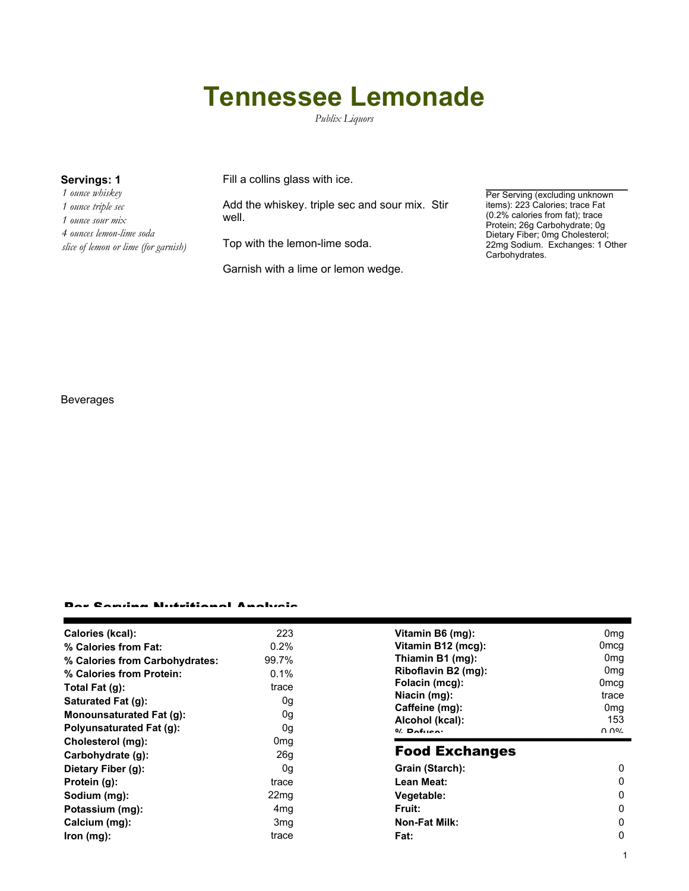# Tennessee Lemonade

*Publix Liquors*

**Servings: 1**

*1 ounce whiskey*
*1 ounce triple sec*
*1 ounce sour mix*
*4 ounces lemon-lime soda*
*slice of lemon or lime (for garnish)*

Fill a collins glass with ice.

Add the whiskey. triple sec and sour mix. Stir well.

Top with the lemon-lime soda.

Garnish with a lime or lemon wedge.

Per Serving (excluding unknown items): 223 Calories; trace Fat (0.2% calories from fat); trace Protein; 26g Carbohydrate; 0g Dietary Fiber; 0mg Cholesterol; 22mg Sodium. Exchanges: 1 Other Carbohydrates.

Beverages

## Per Serving Nutritional Analysis

| | |
|---|---|
| **Calories (kcal):** | 223 |
| **% Calories from Fat:** | 0.2% |
| **% Calories from Carbohydrates:** | 99.7% |
| **% Calories from Protein:** | 0.1% |
| **Total Fat (g):** | trace |
| **Saturated Fat (g):** | 0g |
| **Monounsaturated Fat (g):** | 0g |
| **Polyunsaturated Fat (g):** | 0g |
| **Cholesterol (mg):** | 0mg |
| **Carbohydrate (g):** | 26g |
| **Dietary Fiber (g):** | 0g |
| **Protein (g):** | trace |
| **Sodium (mg):** | 22mg |
| **Potassium (mg):** | 4mg |
| **Calcium (mg):** | 3mg |
| **Iron (mg):** | trace |
| **Vitamin B6 (mg):** | 0mg |
| **Vitamin B12 (mcg):** | 0mcg |
| **Thiamin B1 (mg):** | 0mg |
| **Riboflavin B2 (mg):** | 0mg |
| **Folacin (mcg):** | 0mcg |
| **Niacin (mg):** | trace |
| **Caffeine (mg):** | 0mg |
| **Alcohol (kcal):** | 153 |
| **% Refuse:** | 0.0% |

## Food Exchanges

| | |
|---|---|
| **Grain (Starch):** | 0 |
| **Lean Meat:** | 0 |
| **Vegetable:** | 0 |
| **Fruit:** | 0 |
| **Non-Fat Milk:** | 0 |
| **Fat:** | 0 |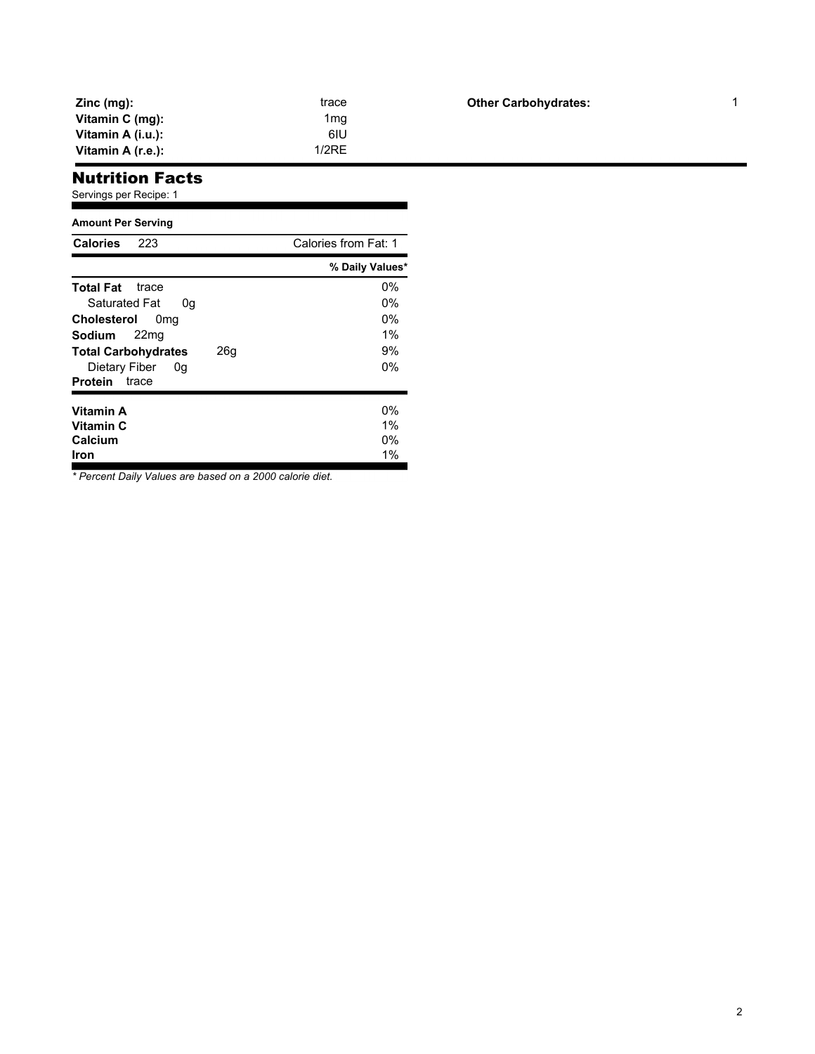| | |
|---|---|
| **Zinc (mg):** | trace |
| **Vitamin C (mg):** | 1mg |
| **Vitamin A (i.u.):** | 6IU |
| **Vitamin A (r.e.):** | 1/2RE |

**Other Carbohydrates:** 1

## Nutrition Facts

Servings per Recipe: 1

**Amount Per Serving**

| **Calories** 223 | Calories from Fat: 1 |
|---|---|
| | **% Daily Values*** |
| **Total Fat** trace | 0% |
| Saturated Fat 0g | 0% |
| **Cholesterol** 0mg | 0% |
| **Sodium** 22mg | 1% |
| **Total Carbohydrates** 26g | 9% |
| Dietary Fiber 0g | 0% |
| **Protein** trace | |
| **Vitamin A** | 0% |
| **Vitamin C** | 1% |
| **Calcium** | 0% |
| **Iron** | 1% |

*\* Percent Daily Values are based on a 2000 calorie diet.*